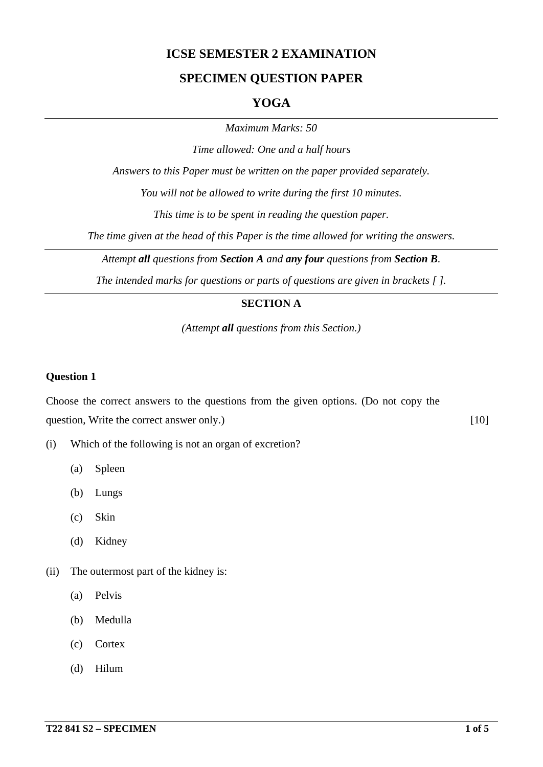# ICSE SEMESTER 2 EXAMINATION

## SPECIMEN QUESTION PAPER

## YOGA

*Maximum Marks: 50*

*Time allowed: One and a half hours*

*Answers to this Paper must be written on the paper provided separately.*

*You will not be allowed to write during the first 10 minutes.*

*This time is to be spent in reading the question paper.*

*The time given at the head of this Paper is the time allowed for writing the answers.*

*Attempt **all** questions from **Section A** and **any four** questions from **Section B**.*

*The intended marks for questions or parts of questions are given in brackets [ ].*

### SECTION A

*(Attempt **all** questions from this Section.)*

**Question 1**

Choose the correct answers to the questions from the given options. (Do not copy the question, Write the correct answer only.) [10]

(i) Which of the following is not an organ of excretion?

- (a) Spleen
- (b) Lungs
- (c) Skin
- (d) Kidney

(ii) The outermost part of the kidney is:

- (a) Pelvis
- (b) Medulla
- (c) Cortex
- (d) Hilum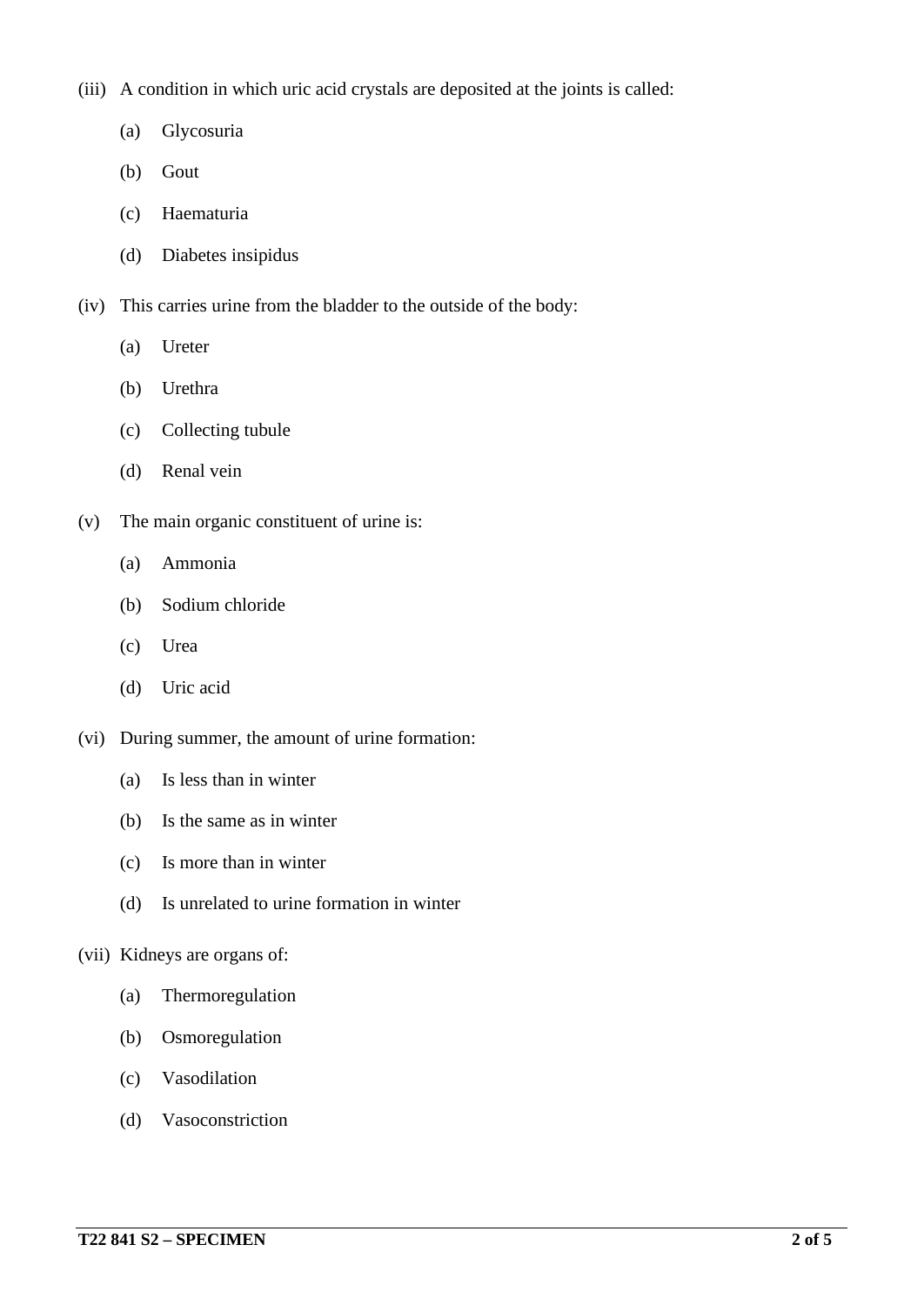(iii) A condition in which uric acid crystals are deposited at the joints is called:

(a) Glycosuria

(b) Gout

(c) Haematuria

(d) Diabetes insipidus

(iv) This carries urine from the bladder to the outside of the body:

(a) Ureter

(b) Urethra

(c) Collecting tubule

(d) Renal vein

(v) The main organic constituent of urine is:

(a) Ammonia

(b) Sodium chloride

(c) Urea

(d) Uric acid

(vi) During summer, the amount of urine formation:

(a) Is less than in winter

(b) Is the same as in winter

(c) Is more than in winter

(d) Is unrelated to urine formation in winter

(vii) Kidneys are organs of:

(a) Thermoregulation

(b) Osmoregulation

(c) Vasodilation

(d) Vasoconstriction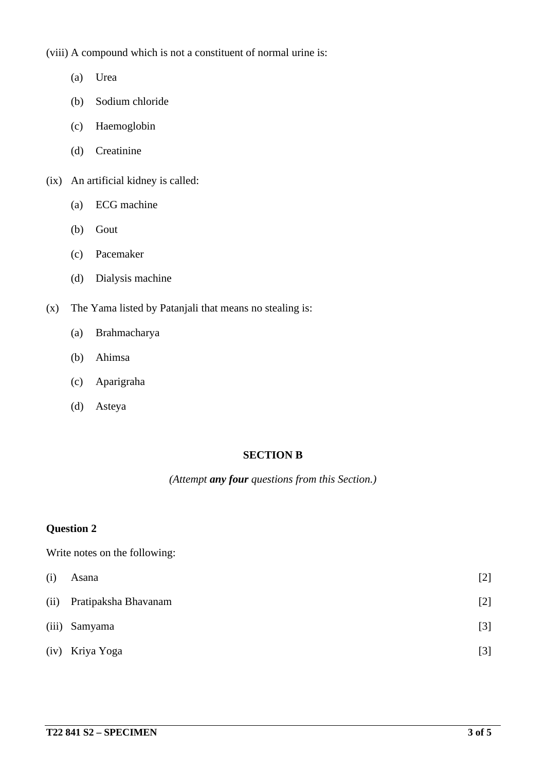(viii) A compound which is not a constituent of normal urine is:

- (a) Urea
- (b) Sodium chloride
- (c) Haemoglobin
- (d) Creatinine

(ix) An artificial kidney is called:

- (a) ECG machine
- (b) Gout
- (c) Pacemaker
- (d) Dialysis machine

(x) The Yama listed by Patanjali that means no stealing is:

- (a) Brahmacharya
- (b) Ahimsa
- (c) Aparigraha
- (d) Asteya

## SECTION B

*(Attempt **any four** questions from this Section.)*

### Question 2

Write notes on the following:

(i) Asana [2]

(ii) Pratipaksha Bhavanam [2]

(iii) Samyama [3]

(iv) Kriya Yoga [3]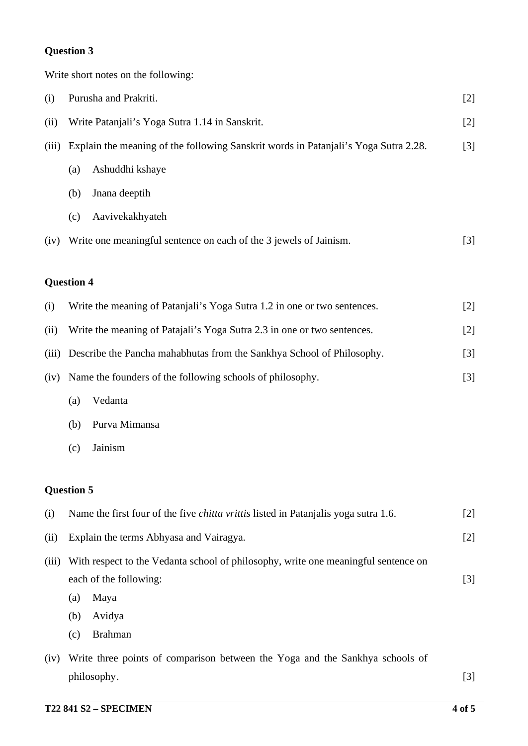### Question 3

Write short notes on the following:

(i) Purusha and Prakriti. [2]

(ii) Write Patanjali's Yoga Sutra 1.14 in Sanskrit. [2]

(iii) Explain the meaning of the following Sanskrit words in Patanjali's Yoga Sutra 2.28. [3]

  (a) Ashuddhi kshaye

  (b) Jnana deeptih

  (c) Aavivekakhyateh

(iv) Write one meaningful sentence on each of the 3 jewels of Jainism. [3]

### Question 4

(i) Write the meaning of Patanjali's Yoga Sutra 1.2 in one or two sentences. [2]

(ii) Write the meaning of Patajali's Yoga Sutra 2.3 in one or two sentences. [2]

(iii) Describe the Pancha mahabhutas from the Sankhya School of Philosophy. [3]

(iv) Name the founders of the following schools of philosophy. [3]

  (a) Vedanta

  (b) Purva Mimansa

  (c) Jainism

### Question 5

(i) Name the first four of the five *chitta vrittis* listed in Patanjalis yoga sutra 1.6. [2]

(ii) Explain the terms Abhyasa and Vairagya. [2]

(iii) With respect to the Vedanta school of philosophy, write one meaningful sentence on each of the following: [3]

  (a) Maya

  (b) Avidya

  (c) Brahman

(iv) Write three points of comparison between the Yoga and the Sankhya schools of philosophy. [3]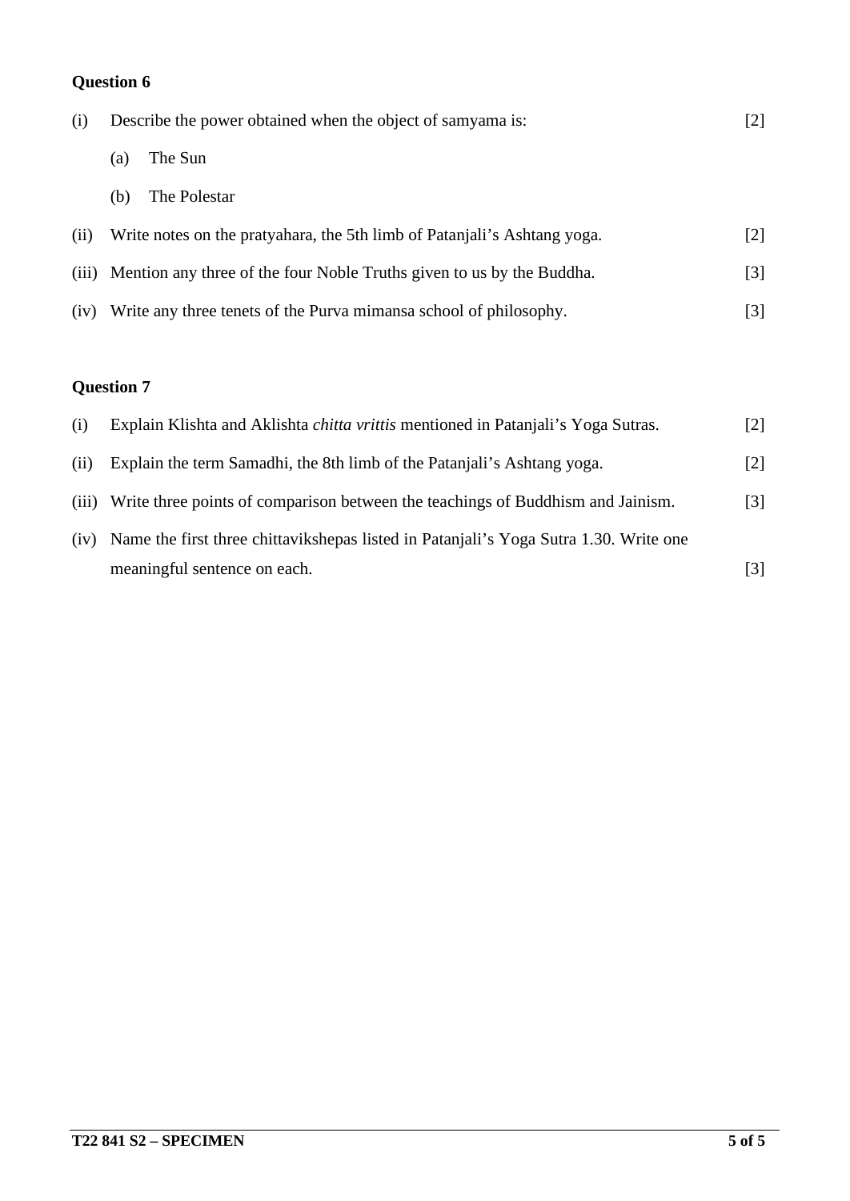**Question 6**

(i) Describe the power obtained when the object of samyama is: [2]

(a) The Sun

(b) The Polestar

(ii) Write notes on the pratyahara, the 5th limb of Patanjali's Ashtang yoga. [2]

(iii) Mention any three of the four Noble Truths given to us by the Buddha. [3]

(iv) Write any three tenets of the Purva mimansa school of philosophy. [3]

**Question 7**

(i) Explain Klishta and Aklishta *chitta vrittis* mentioned in Patanjali's Yoga Sutras. [2]

(ii) Explain the term Samadhi, the 8th limb of the Patanjali's Ashtang yoga. [2]

(iii) Write three points of comparison between the teachings of Buddhism and Jainism. [3]

(iv) Name the first three chittavikshepas listed in Patanjali's Yoga Sutra 1.30. Write one meaningful sentence on each. [3]